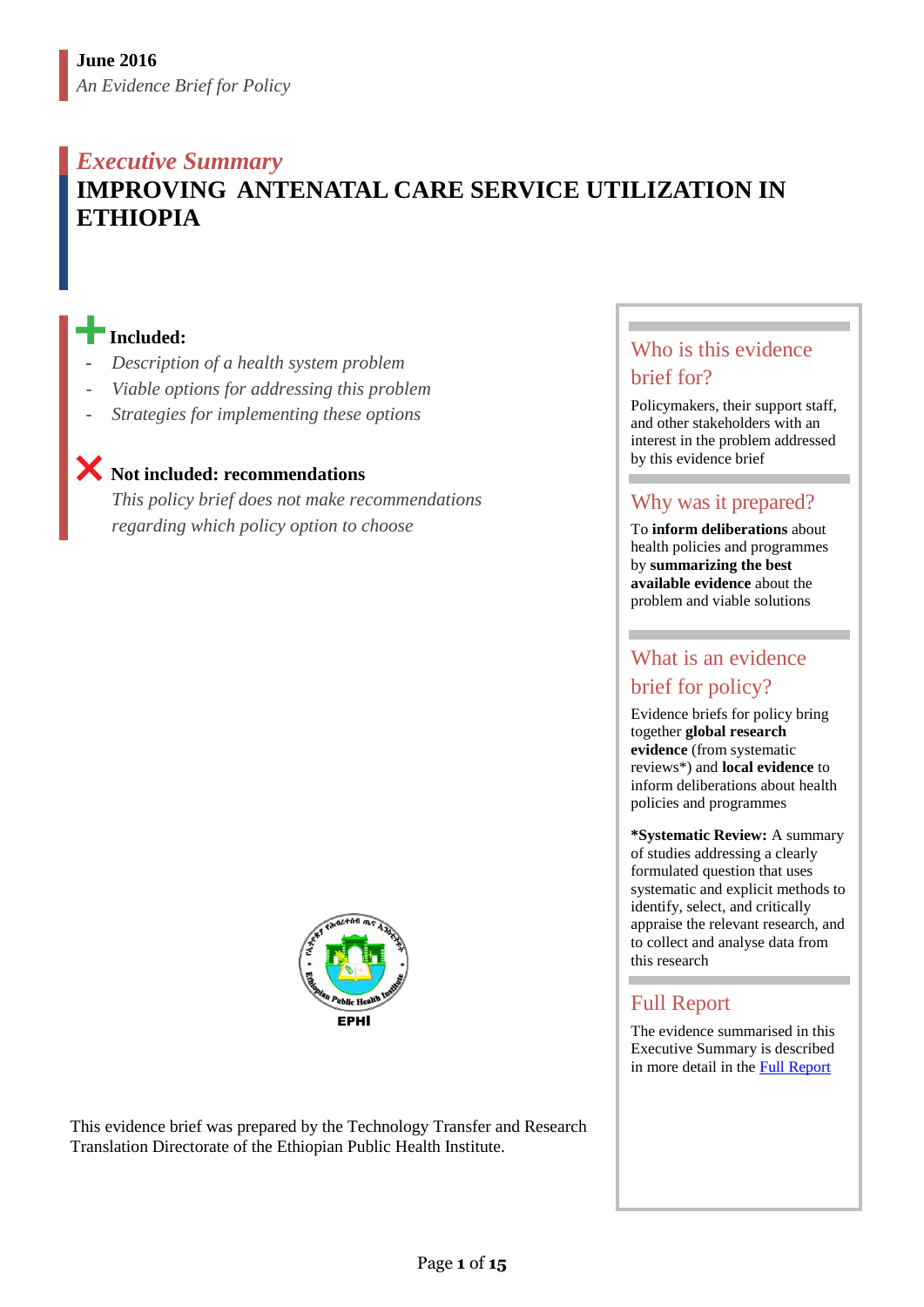**June 2016**

*An Evidence Brief for Policy*

## *Executive Summary*

# IMPROVING ANTENATAL CARE SERVICE UTILIZATION IN ETHIOPIA

**Included:**

- *Description of a health system problem*
- *Viable options for addressing this problem*
- *Strategies for implementing these options*

**Not included: recommendations**

*This policy brief does not make recommendations regarding which policy option to choose*

This evidence brief was prepared by the Technology Transfer and Research Translation Directorate of the Ethiopian Public Health Institute.

## Who is this evidence brief for?

Policymakers, their support staff, and other stakeholders with an interest in the problem addressed by this evidence brief

## Why was it prepared?

To **inform deliberations** about health policies and programmes by **summarizing the best available evidence** about the problem and viable solutions

## What is an evidence brief for policy?

Evidence briefs for policy bring together **global research evidence** (from systematic reviews*) and **local evidence** to inform deliberations about health policies and programmes

***Systematic Review:** A summary of studies addressing a clearly formulated question that uses systematic and explicit methods to identify, select, and critically appraise the relevant research, and to collect and analyse data from this research

## Full Report

The evidence summarised in this Executive Summary is described in more detail in the Full Report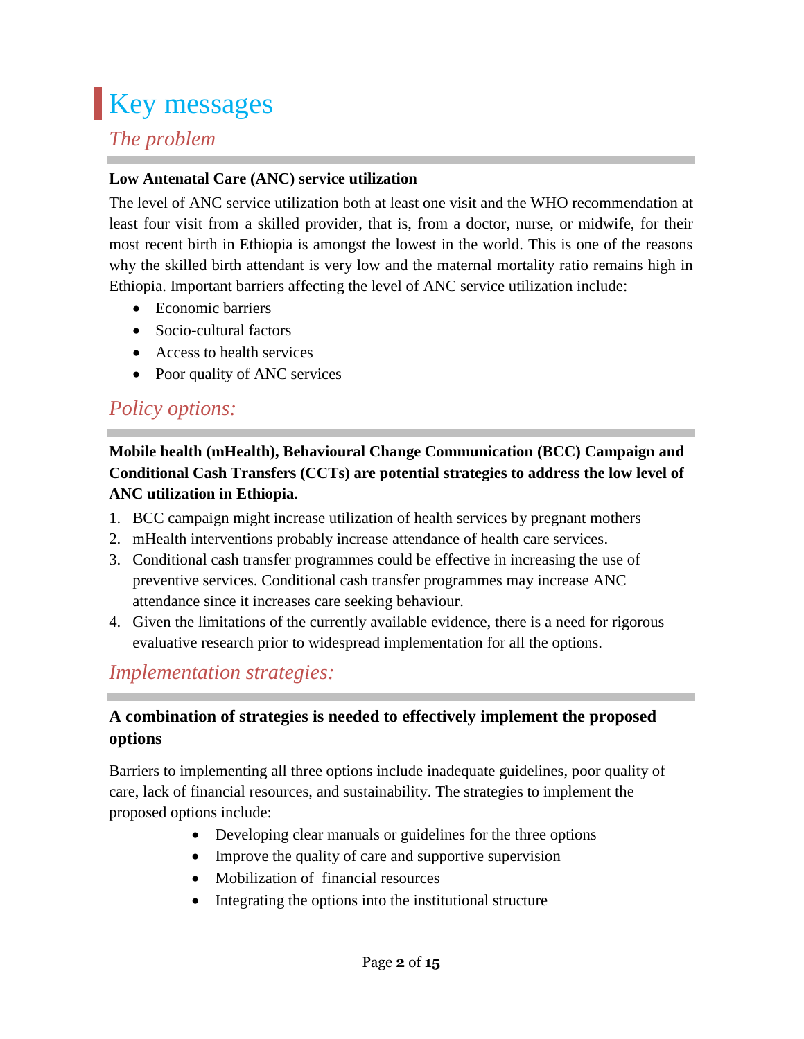# Key messages

## *The problem*

**Low Antenatal Care (ANC) service utilization**

The level of ANC service utilization both at least one visit and the WHO recommendation at least four visit from a skilled provider, that is, from a doctor, nurse, or midwife, for their most recent birth in Ethiopia is amongst the lowest in the world. This is one of the reasons why the skilled birth attendant is very low and the maternal mortality ratio remains high in Ethiopia. Important barriers affecting the level of ANC service utilization include:

- Economic barriers
- Socio-cultural factors
- Access to health services
- Poor quality of ANC services

## *Policy options:*

**Mobile health (mHealth), Behavioural Change Communication (BCC) Campaign and Conditional Cash Transfers (CCTs) are potential strategies to address the low level of ANC utilization in Ethiopia.**

1. BCC campaign might increase utilization of health services by pregnant mothers
2. mHealth interventions probably increase attendance of health care services.
3. Conditional cash transfer programmes could be effective in increasing the use of preventive services. Conditional cash transfer programmes may increase ANC attendance since it increases care seeking behaviour.
4. Given the limitations of the currently available evidence, there is a need for rigorous evaluative research prior to widespread implementation for all the options.

## *Implementation strategies:*

**A combination of strategies is needed to effectively implement the proposed options**

Barriers to implementing all three options include inadequate guidelines, poor quality of care, lack of financial resources, and sustainability. The strategies to implement the proposed options include:

- Developing clear manuals or guidelines for the three options
- Improve the quality of care and supportive supervision
- Mobilization of financial resources
- Integrating the options into the institutional structure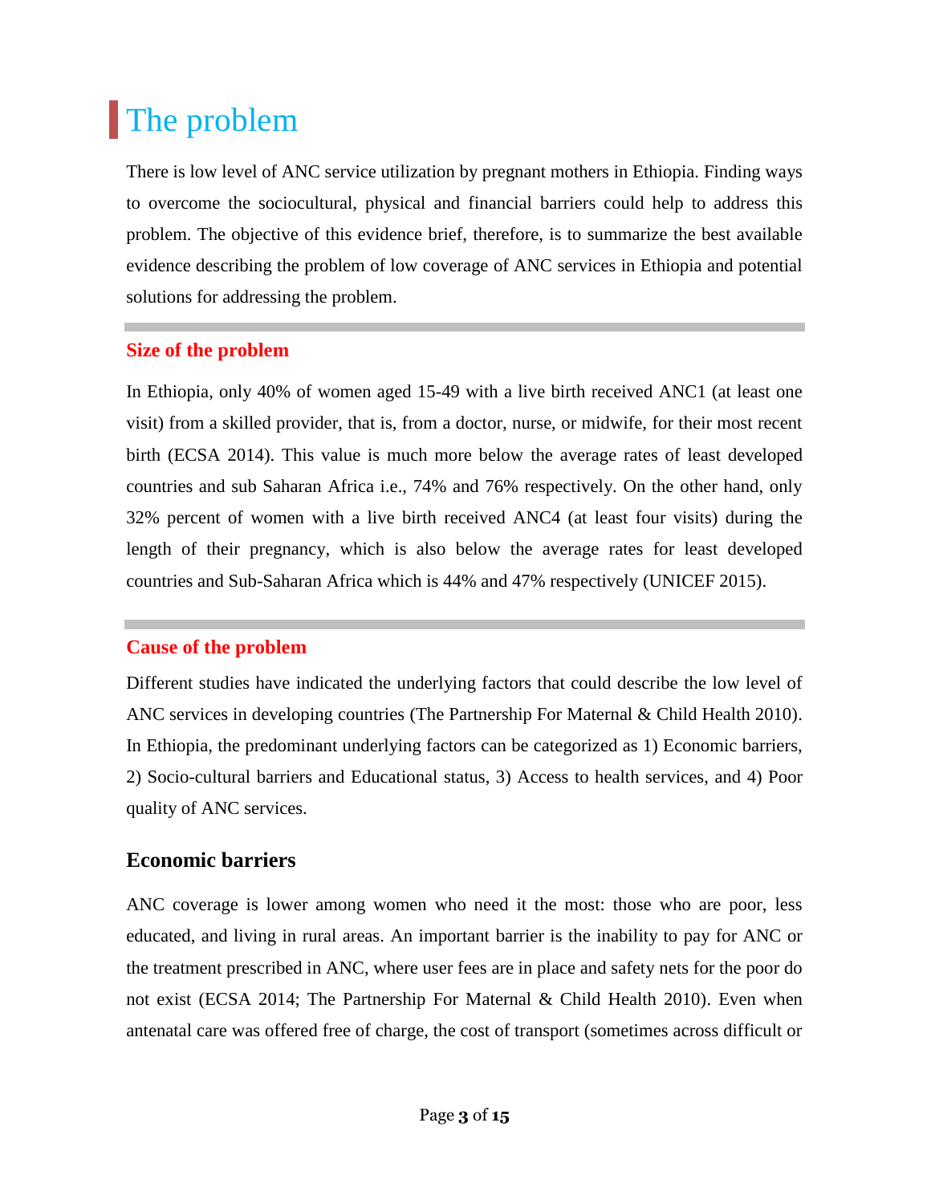# The problem

There is low level of ANC service utilization by pregnant mothers in Ethiopia. Finding ways to overcome the sociocultural, physical and financial barriers could help to address this problem. The objective of this evidence brief, therefore, is to summarize the best available evidence describing the problem of low coverage of ANC services in Ethiopia and potential solutions for addressing the problem.

## Size of the problem

In Ethiopia, only 40% of women aged 15-49 with a live birth received ANC1 (at least one visit) from a skilled provider, that is, from a doctor, nurse, or midwife, for their most recent birth (ECSA 2014). This value is much more below the average rates of least developed countries and sub Saharan Africa i.e., 74% and 76% respectively. On the other hand, only 32% percent of women with a live birth received ANC4 (at least four visits) during the length of their pregnancy, which is also below the average rates for least developed countries and Sub-Saharan Africa which is 44% and 47% respectively (UNICEF 2015).

## Cause of the problem

Different studies have indicated the underlying factors that could describe the low level of ANC services in developing countries (The Partnership For Maternal & Child Health 2010). In Ethiopia, the predominant underlying factors can be categorized as 1) Economic barriers, 2) Socio-cultural barriers and Educational status, 3) Access to health services, and 4) Poor quality of ANC services.

### Economic barriers

ANC coverage is lower among women who need it the most: those who are poor, less educated, and living in rural areas. An important barrier is the inability to pay for ANC or the treatment prescribed in ANC, where user fees are in place and safety nets for the poor do not exist (ECSA 2014; The Partnership For Maternal & Child Health 2010). Even when antenatal care was offered free of charge, the cost of transport (sometimes across difficult or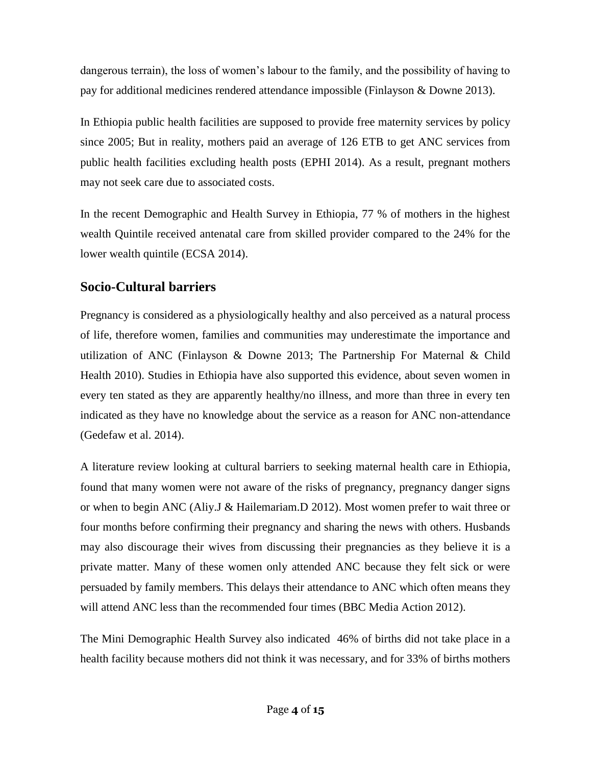dangerous terrain), the loss of women's labour to the family, and the possibility of having to pay for additional medicines rendered attendance impossible (Finlayson & Downe 2013).

In Ethiopia public health facilities are supposed to provide free maternity services by policy since 2005; But in reality, mothers paid an average of 126 ETB to get ANC services from public health facilities excluding health posts (EPHI 2014). As a result, pregnant mothers may not seek care due to associated costs.

In the recent Demographic and Health Survey in Ethiopia, 77 % of mothers in the highest wealth Quintile received antenatal care from skilled provider compared to the 24% for the lower wealth quintile (ECSA 2014).

## Socio-Cultural barriers

Pregnancy is considered as a physiologically healthy and also perceived as a natural process of life, therefore women, families and communities may underestimate the importance and utilization of ANC (Finlayson & Downe 2013; The Partnership For Maternal & Child Health 2010). Studies in Ethiopia have also supported this evidence, about seven women in every ten stated as they are apparently healthy/no illness, and more than three in every ten indicated as they have no knowledge about the service as a reason for ANC non-attendance (Gedefaw et al. 2014).

A literature review looking at cultural barriers to seeking maternal health care in Ethiopia, found that many women were not aware of the risks of pregnancy, pregnancy danger signs or when to begin ANC (Aliy.J & Hailemariam.D 2012). Most women prefer to wait three or four months before confirming their pregnancy and sharing the news with others. Husbands may also discourage their wives from discussing their pregnancies as they believe it is a private matter. Many of these women only attended ANC because they felt sick or were persuaded by family members. This delays their attendance to ANC which often means they will attend ANC less than the recommended four times (BBC Media Action 2012).

The Mini Demographic Health Survey also indicated 46% of births did not take place in a health facility because mothers did not think it was necessary, and for 33% of births mothers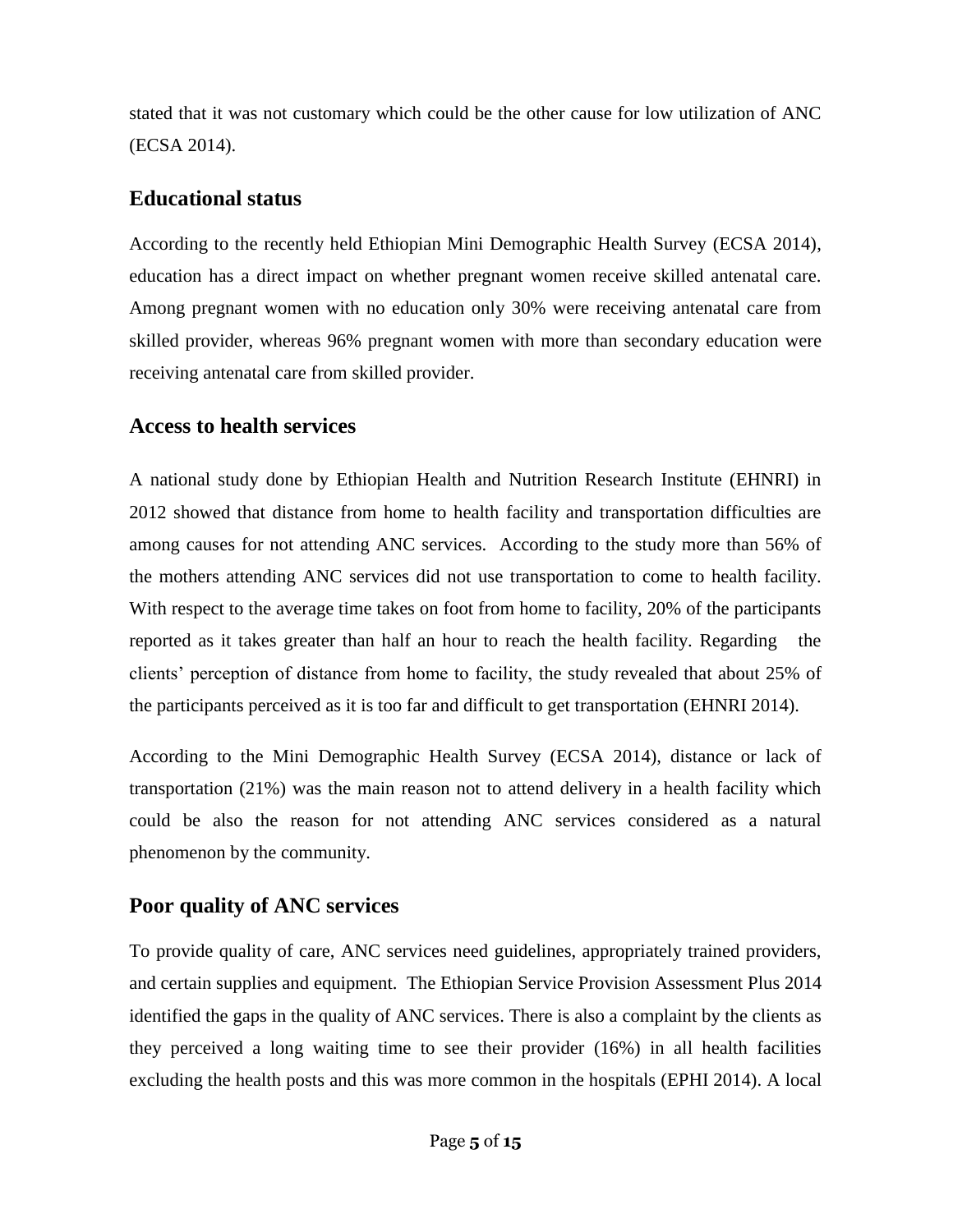stated that it was not customary which could be the other cause for low utilization of ANC (ECSA 2014).

## Educational status

According to the recently held Ethiopian Mini Demographic Health Survey (ECSA 2014), education has a direct impact on whether pregnant women receive skilled antenatal care. Among pregnant women with no education only 30% were receiving antenatal care from skilled provider, whereas 96% pregnant women with more than secondary education were receiving antenatal care from skilled provider.

## Access to health services

A national study done by Ethiopian Health and Nutrition Research Institute (EHNRI) in 2012 showed that distance from home to health facility and transportation difficulties are among causes for not attending ANC services. According to the study more than 56% of the mothers attending ANC services did not use transportation to come to health facility. With respect to the average time takes on foot from home to facility, 20% of the participants reported as it takes greater than half an hour to reach the health facility. Regarding the clients' perception of distance from home to facility, the study revealed that about 25% of the participants perceived as it is too far and difficult to get transportation (EHNRI 2014).

According to the Mini Demographic Health Survey (ECSA 2014), distance or lack of transportation (21%) was the main reason not to attend delivery in a health facility which could be also the reason for not attending ANC services considered as a natural phenomenon by the community.

## Poor quality of ANC services

To provide quality of care, ANC services need guidelines, appropriately trained providers, and certain supplies and equipment. The Ethiopian Service Provision Assessment Plus 2014 identified the gaps in the quality of ANC services. There is also a complaint by the clients as they perceived a long waiting time to see their provider (16%) in all health facilities excluding the health posts and this was more common in the hospitals (EPHI 2014). A local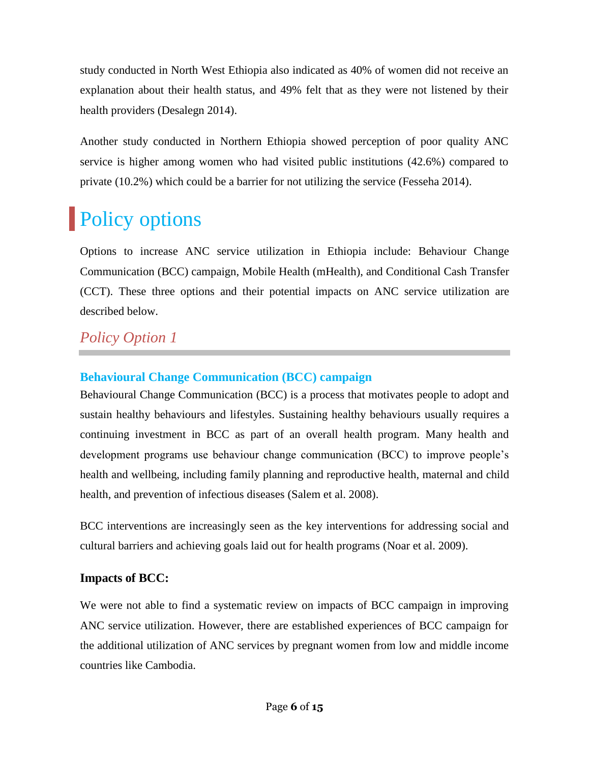study conducted in North West Ethiopia also indicated as 40% of women did not receive an explanation about their health status, and 49% felt that as they were not listened by their health providers (Desalegn 2014).

Another study conducted in Northern Ethiopia showed perception of poor quality ANC service is higher among women who had visited public institutions (42.6%) compared to private (10.2%) which could be a barrier for not utilizing the service (Fesseha 2014).

# Policy options

Options to increase ANC service utilization in Ethiopia include: Behaviour Change Communication (BCC) campaign, Mobile Health (mHealth), and Conditional Cash Transfer (CCT). These three options and their potential impacts on ANC service utilization are described below.

## *Policy Option 1*

### Behavioural Change Communication (BCC) campaign

Behavioural Change Communication (BCC) is a process that motivates people to adopt and sustain healthy behaviours and lifestyles. Sustaining healthy behaviours usually requires a continuing investment in BCC as part of an overall health program. Many health and development programs use behaviour change communication (BCC) to improve people's health and wellbeing, including family planning and reproductive health, maternal and child health, and prevention of infectious diseases (Salem et al. 2008).

BCC interventions are increasingly seen as the key interventions for addressing social and cultural barriers and achieving goals laid out for health programs (Noar et al. 2009).

**Impacts of BCC:**

We were not able to find a systematic review on impacts of BCC campaign in improving ANC service utilization. However, there are established experiences of BCC campaign for the additional utilization of ANC services by pregnant women from low and middle income countries like Cambodia.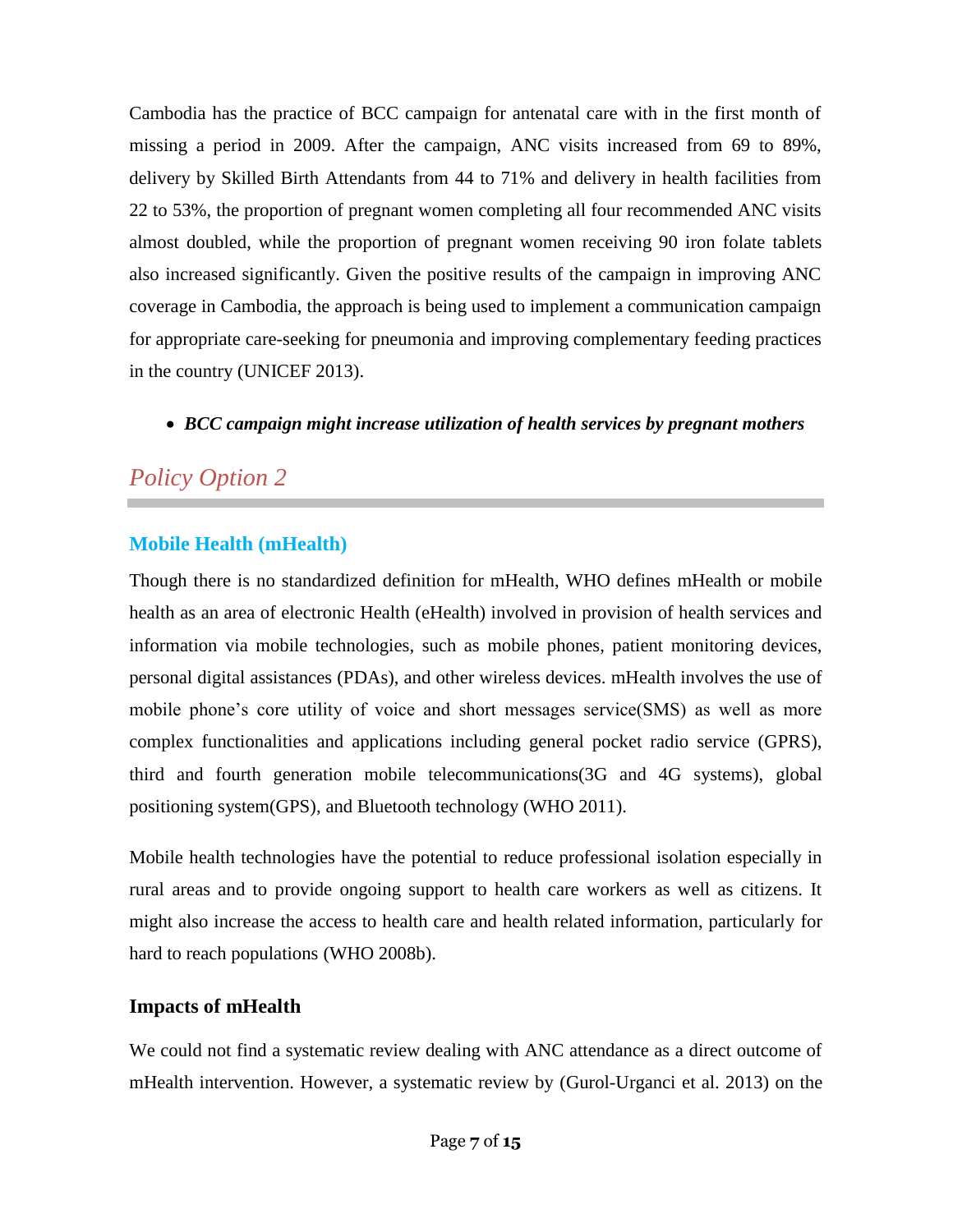Cambodia has the practice of BCC campaign for antenatal care with in the first month of missing a period in 2009. After the campaign, ANC visits increased from 69 to 89%, delivery by Skilled Birth Attendants from 44 to 71% and delivery in health facilities from 22 to 53%, the proportion of pregnant women completing all four recommended ANC visits almost doubled, while the proportion of pregnant women receiving 90 iron folate tablets also increased significantly. Given the positive results of the campaign in improving ANC coverage in Cambodia, the approach is being used to implement a communication campaign for appropriate care-seeking for pneumonia and improving complementary feeding practices in the country (UNICEF 2013).

- ***BCC campaign might increase utilization of health services by pregnant mothers***

## *Policy Option 2*

### Mobile Health (mHealth)

Though there is no standardized definition for mHealth, WHO defines mHealth or mobile health as an area of electronic Health (eHealth) involved in provision of health services and information via mobile technologies, such as mobile phones, patient monitoring devices, personal digital assistances (PDAs), and other wireless devices. mHealth involves the use of mobile phone's core utility of voice and short messages service(SMS) as well as more complex functionalities and applications including general pocket radio service (GPRS), third and fourth generation mobile telecommunications(3G and 4G systems), global positioning system(GPS), and Bluetooth technology (WHO 2011).

Mobile health technologies have the potential to reduce professional isolation especially in rural areas and to provide ongoing support to health care workers as well as citizens. It might also increase the access to health care and health related information, particularly for hard to reach populations (WHO 2008b).

### Impacts of mHealth

We could not find a systematic review dealing with ANC attendance as a direct outcome of mHealth intervention. However, a systematic review by (Gurol-Urganci et al. 2013) on the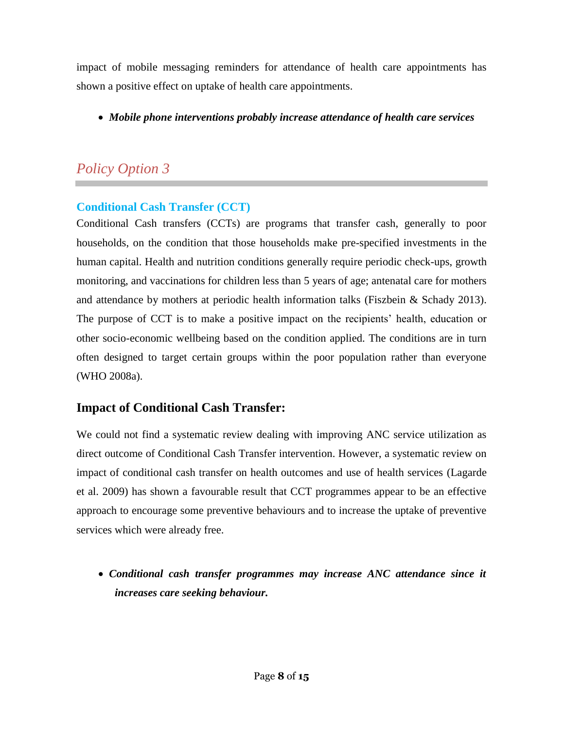impact of mobile messaging reminders for attendance of health care appointments has shown a positive effect on uptake of health care appointments.

- ***Mobile phone interventions probably increase attendance of health care services***

## *Policy Option 3*

### Conditional Cash Transfer (CCT)

Conditional Cash transfers (CCTs) are programs that transfer cash, generally to poor households, on the condition that those households make pre-specified investments in the human capital. Health and nutrition conditions generally require periodic check-ups, growth monitoring, and vaccinations for children less than 5 years of age; antenatal care for mothers and attendance by mothers at periodic health information talks (Fiszbein & Schady 2013). The purpose of CCT is to make a positive impact on the recipients' health, education or other socio-economic wellbeing based on the condition applied. The conditions are in turn often designed to target certain groups within the poor population rather than everyone (WHO 2008a).

### Impact of Conditional Cash Transfer:

We could not find a systematic review dealing with improving ANC service utilization as direct outcome of Conditional Cash Transfer intervention. However, a systematic review on impact of conditional cash transfer on health outcomes and use of health services (Lagarde et al. 2009) has shown a favourable result that CCT programmes appear to be an effective approach to encourage some preventive behaviours and to increase the uptake of preventive services which were already free.

- ***Conditional cash transfer programmes may increase ANC attendance since it increases care seeking behaviour.***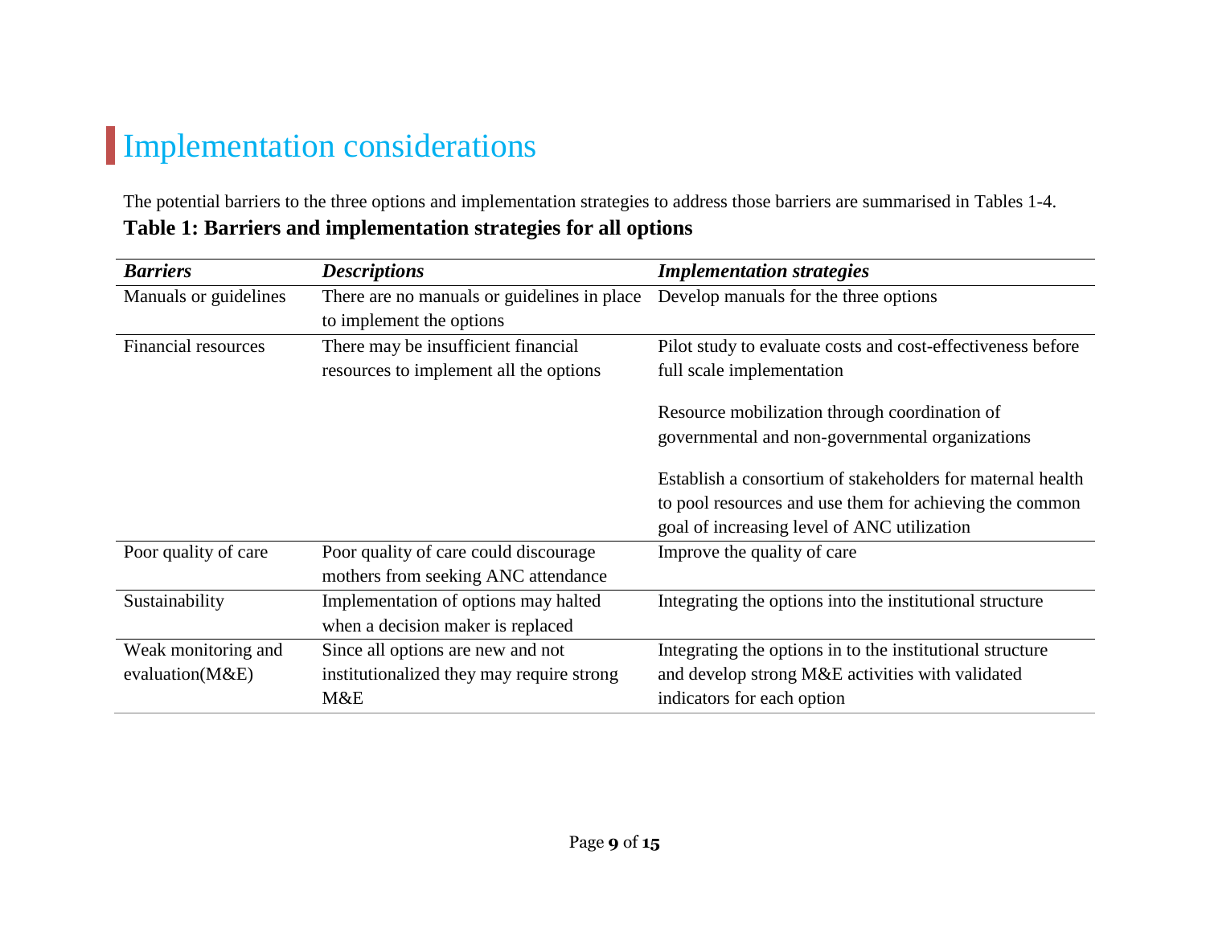# Implementation considerations

The potential barriers to the three options and implementation strategies to address those barriers are summarised in Tables 1-4.

**Table 1: Barriers and implementation strategies for all options**

| *Barriers* | *Descriptions* | *Implementation strategies* |
|---|---|---|
| Manuals or guidelines | There are no manuals or guidelines in place to implement the options | Develop manuals for the three options |
| Financial resources | There may be insufficient financial resources to implement all the options | Pilot study to evaluate costs and cost-effectiveness before full scale implementation<br><br>Resource mobilization through coordination of governmental and non-governmental organizations<br><br>Establish a consortium of stakeholders for maternal health to pool resources and use them for achieving the common goal of increasing level of ANC utilization |
| Poor quality of care | Poor quality of care could discourage mothers from seeking ANC attendance | Improve the quality of care |
| Sustainability | Implementation of options may halted when a decision maker is replaced | Integrating the options into the institutional structure |
| Weak monitoring and evaluation(M&E) | Since all options are new and not institutionalized they may require strong M&E | Integrating the options in to the institutional structure and develop strong M&E activities with validated indicators for each option |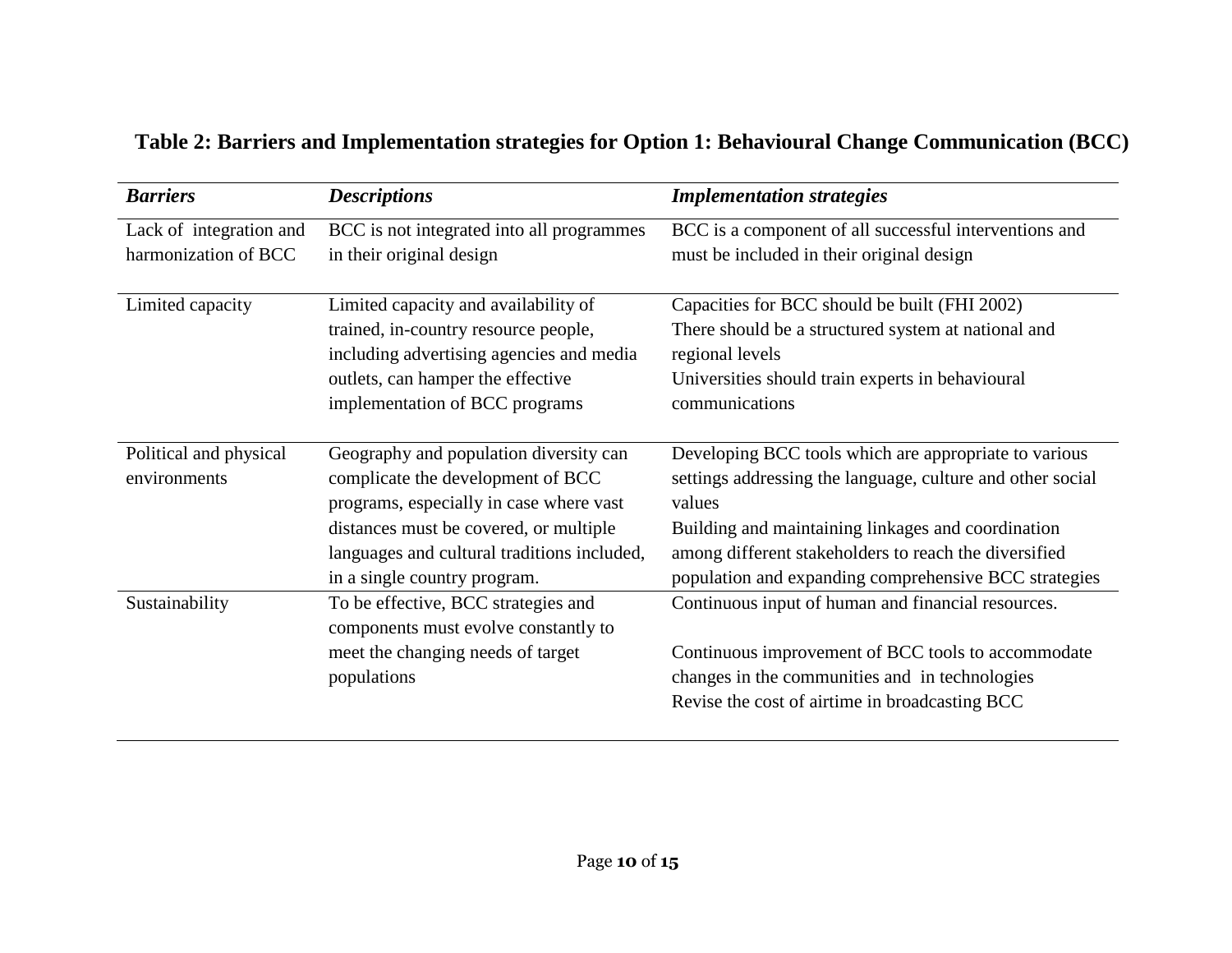**Table 2: Barriers and Implementation strategies for Option 1: Behavioural Change Communication (BCC)**

| *Barriers* | *Descriptions* | *Implementation strategies* |
|---|---|---|
| Lack of integration and harmonization of BCC | BCC is not integrated into all programmes in their original design | BCC is a component of all successful interventions and must be included in their original design |
| Limited capacity | Limited capacity and availability of trained, in-country resource people, including advertising agencies and media outlets, can hamper the effective implementation of BCC programs | Capacities for BCC should be built (FHI 2002)<br>There should be a structured system at national and regional levels<br>Universities should train experts in behavioural communications |
| Political and physical environments | Geography and population diversity can complicate the development of BCC programs, especially in case where vast distances must be covered, or multiple languages and cultural traditions included, in a single country program. | Developing BCC tools which are appropriate to various settings addressing the language, culture and other social values<br>Building and maintaining linkages and coordination among different stakeholders to reach the diversified population and expanding comprehensive BCC strategies |
| Sustainability | To be effective, BCC strategies and components must evolve constantly to meet the changing needs of target populations | Continuous input of human and financial resources.<br><br>Continuous improvement of BCC tools to accommodate changes in the communities and in technologies<br>Revise the cost of airtime in broadcasting BCC |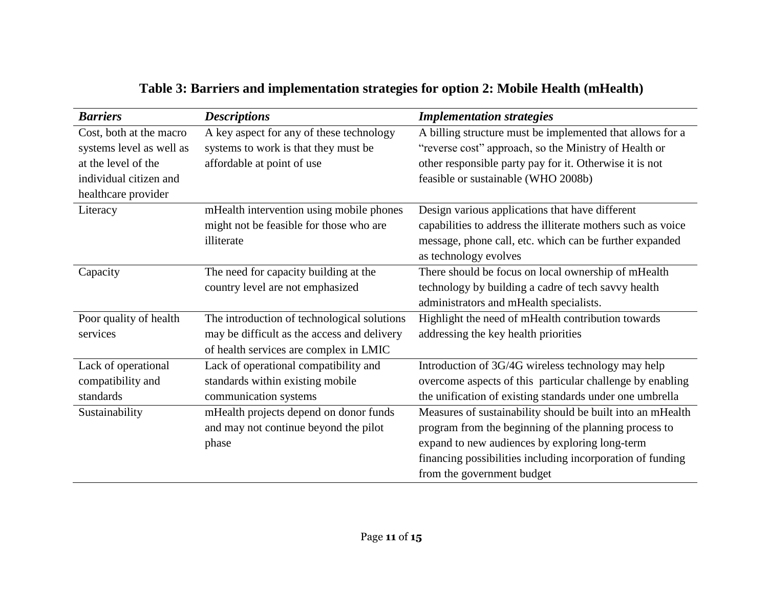**Table 3: Barriers and implementation strategies for option 2: Mobile Health (mHealth)**

| *Barriers* | *Descriptions* | *Implementation strategies* |
|---|---|---|
| Cost, both at the macro systems level as well as at the level of the individual citizen and healthcare provider | A key aspect for any of these technology systems to work is that they must be affordable at point of use | A billing structure must be implemented that allows for a "reverse cost" approach, so the Ministry of Health or other responsible party pay for it. Otherwise it is not feasible or sustainable (WHO 2008b) |
| Literacy | mHealth intervention using mobile phones might not be feasible for those who are illiterate | Design various applications that have different capabilities to address the illiterate mothers such as voice message, phone call, etc. which can be further expanded as technology evolves |
| Capacity | The need for capacity building at the country level are not emphasized | There should be focus on local ownership of mHealth technology by building a cadre of tech savvy health administrators and mHealth specialists. |
| Poor quality of health services | The introduction of technological solutions may be difficult as the access and delivery of health services are complex in LMIC | Highlight the need of mHealth contribution towards addressing the key health priorities |
| Lack of operational compatibility and standards | Lack of operational compatibility and standards within existing mobile communication systems | Introduction of 3G/4G wireless technology may help overcome aspects of this particular challenge by enabling the unification of existing standards under one umbrella |
| Sustainability | mHealth projects depend on donor funds and may not continue beyond the pilot phase | Measures of sustainability should be built into an mHealth program from the beginning of the planning process to expand to new audiences by exploring long-term financing possibilities including incorporation of funding from the government budget |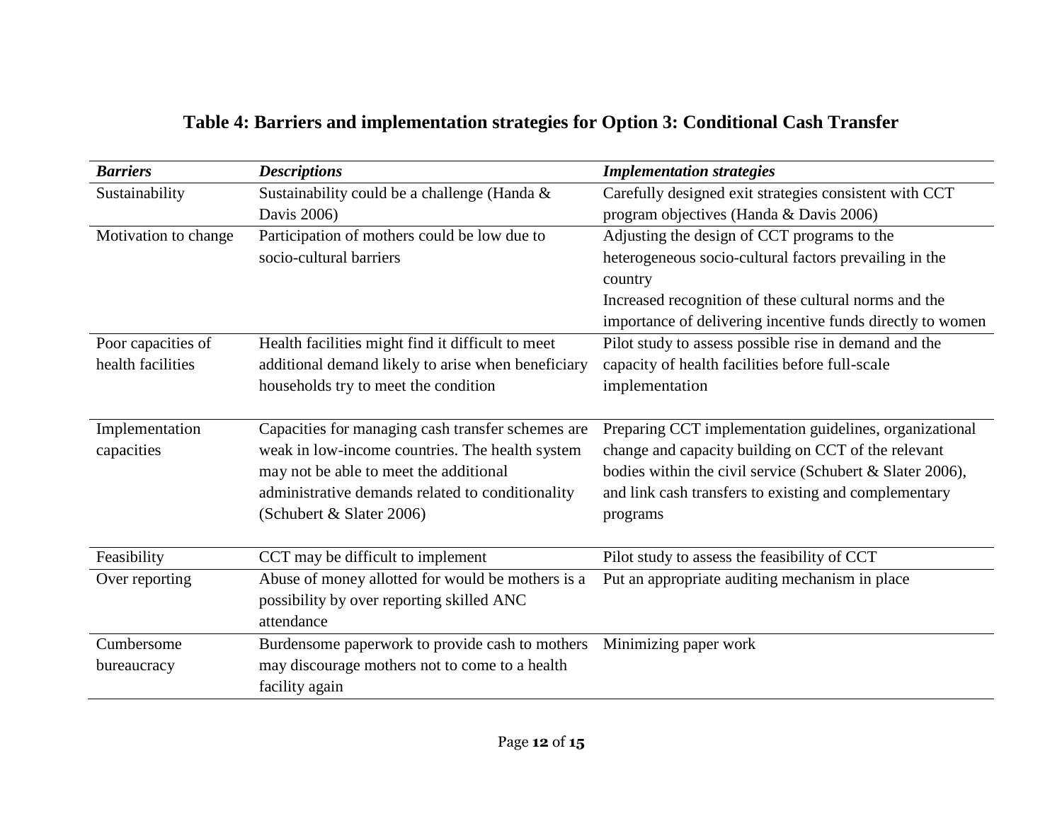**Table 4: Barriers and implementation strategies for Option 3: Conditional Cash Transfer**

| *Barriers* | *Descriptions* | *Implementation strategies* |
|---|---|---|
| Sustainability | Sustainability could be a challenge (Handa & Davis 2006) | Carefully designed exit strategies consistent with CCT program objectives (Handa & Davis 2006) |
| Motivation to change | Participation of mothers could be low due to socio-cultural barriers | Adjusting the design of CCT programs to the heterogeneous socio-cultural factors prevailing in the country<br>Increased recognition of these cultural norms and the importance of delivering incentive funds directly to women |
| Poor capacities of health facilities | Health facilities might find it difficult to meet additional demand likely to arise when beneficiary households try to meet the condition | Pilot study to assess possible rise in demand and the capacity of health facilities before full-scale implementation |
| Implementation capacities | Capacities for managing cash transfer schemes are weak in low-income countries. The health system may not be able to meet the additional administrative demands related to conditionality (Schubert & Slater 2006) | Preparing CCT implementation guidelines, organizational change and capacity building on CCT of the relevant bodies within the civil service (Schubert & Slater 2006), and link cash transfers to existing and complementary programs |
| Feasibility | CCT may be difficult to implement | Pilot study to assess the feasibility of CCT |
| Over reporting | Abuse of money allotted for would be mothers is a possibility by over reporting skilled ANC attendance | Put an appropriate auditing mechanism in place |
| Cumbersome bureaucracy | Burdensome paperwork to provide cash to mothers may discourage mothers not to come to a health facility again | Minimizing paper work |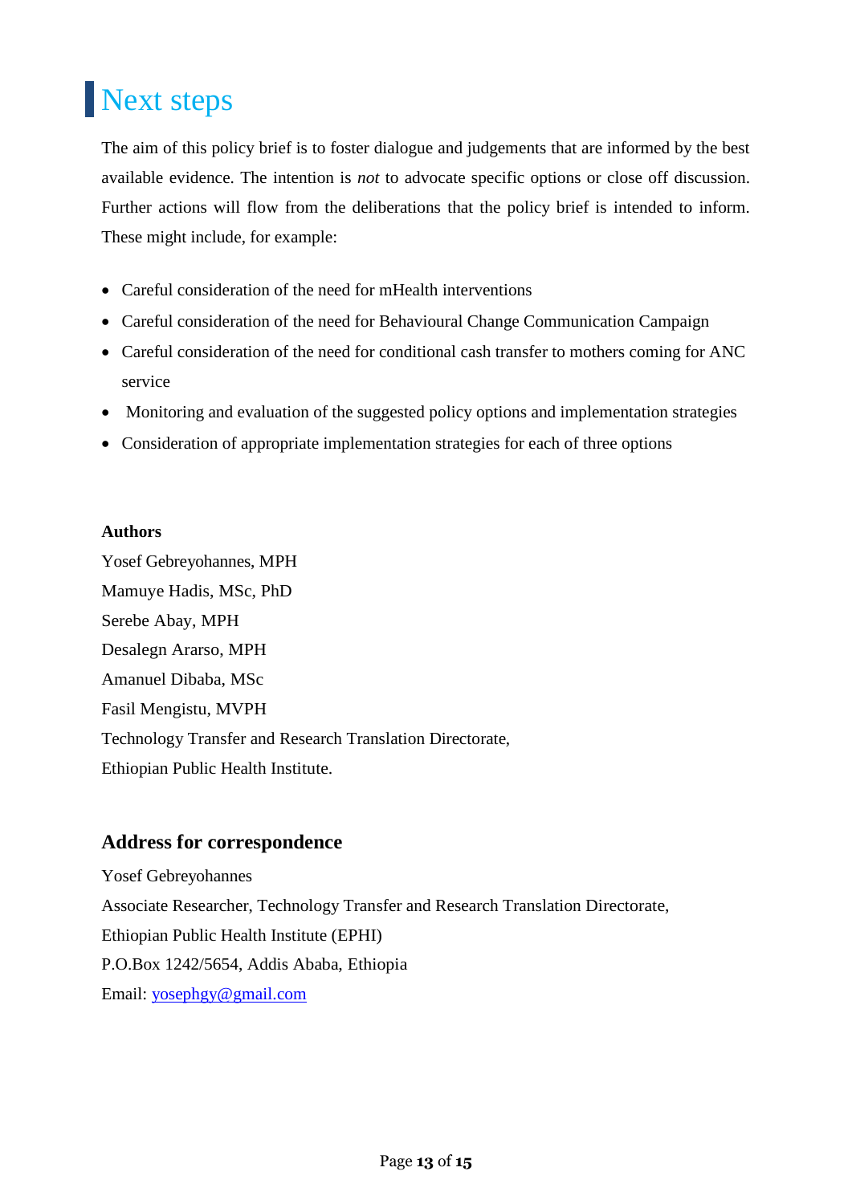# Next steps

The aim of this policy brief is to foster dialogue and judgements that are informed by the best available evidence. The intention is *not* to advocate specific options or close off discussion. Further actions will flow from the deliberations that the policy brief is intended to inform. These might include, for example:

- Careful consideration of the need for mHealth interventions
- Careful consideration of the need for Behavioural Change Communication Campaign
- Careful consideration of the need for conditional cash transfer to mothers coming for ANC service
- Monitoring and evaluation of the suggested policy options and implementation strategies
- Consideration of appropriate implementation strategies for each of three options

**Authors**

Yosef Gebreyohannes, MPH
Mamuye Hadis, MSc, PhD
Serebe Abay, MPH
Desalegn Ararso, MPH
Amanuel Dibaba, MSc
Fasil Mengistu, MVPH
Technology Transfer and Research Translation Directorate,
Ethiopian Public Health Institute.

## Address for correspondence

Yosef Gebreyohannes
Associate Researcher, Technology Transfer and Research Translation Directorate,
Ethiopian Public Health Institute (EPHI)
P.O.Box 1242/5654, Addis Ababa, Ethiopia
Email: yosephgy@gmail.com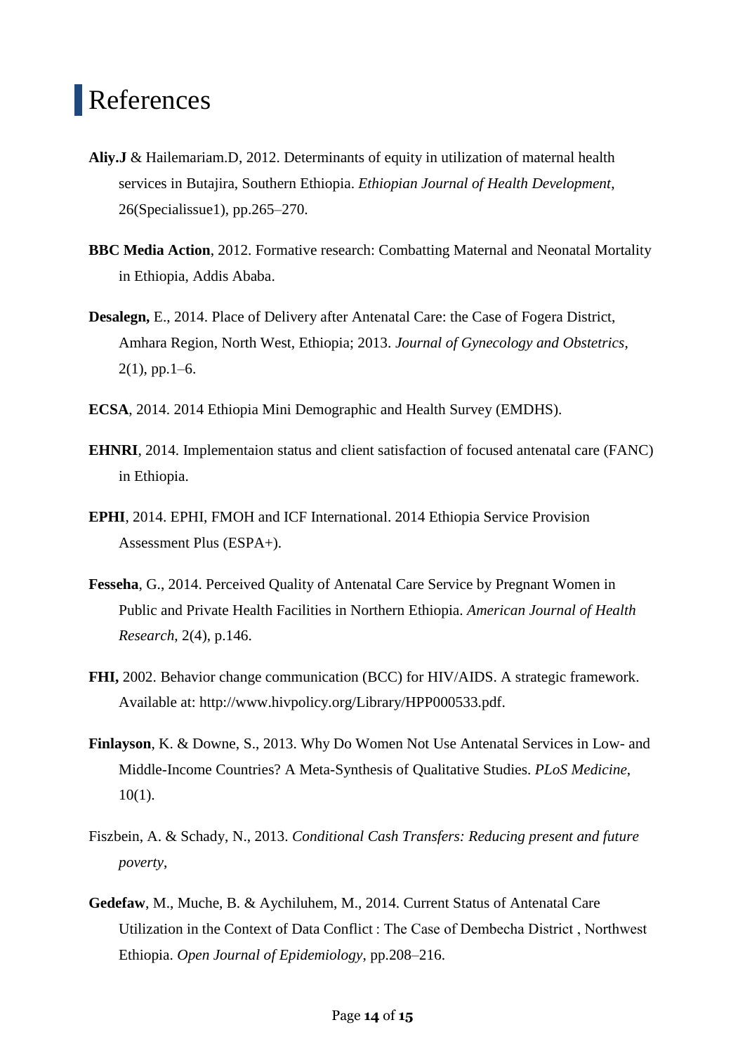# References

**Aliy.J** & Hailemariam.D, 2012. Determinants of equity in utilization of maternal health services in Butajira, Southern Ethiopia. *Ethiopian Journal of Health Development*, 26(Specialissue1), pp.265–270.

**BBC Media Action**, 2012. Formative research: Combatting Maternal and Neonatal Mortality in Ethiopia, Addis Ababa.

**Desalegn,** E., 2014. Place of Delivery after Antenatal Care: the Case of Fogera District, Amhara Region, North West, Ethiopia; 2013. *Journal of Gynecology and Obstetrics*, 2(1), pp.1–6.

**ECSA**, 2014. 2014 Ethiopia Mini Demographic and Health Survey (EMDHS).

**EHNRI**, 2014. Implementaion status and client satisfaction of focused antenatal care (FANC) in Ethiopia.

**EPHI**, 2014. EPHI, FMOH and ICF International. 2014 Ethiopia Service Provision Assessment Plus (ESPA+).

**Fesseha**, G., 2014. Perceived Quality of Antenatal Care Service by Pregnant Women in Public and Private Health Facilities in Northern Ethiopia. *American Journal of Health Research*, 2(4), p.146.

**FHI,** 2002. Behavior change communication (BCC) for HIV/AIDS. A strategic framework. Available at: http://www.hivpolicy.org/Library/HPP000533.pdf.

**Finlayson**, K. & Downe, S., 2013. Why Do Women Not Use Antenatal Services in Low- and Middle-Income Countries? A Meta-Synthesis of Qualitative Studies. *PLoS Medicine*, 10(1).

Fiszbein, A. & Schady, N., 2013. *Conditional Cash Transfers: Reducing present and future poverty*,

**Gedefaw**, M., Muche, B. & Aychiluhem, M., 2014. Current Status of Antenatal Care Utilization in the Context of Data Conflict : The Case of Dembecha District , Northwest Ethiopia. *Open Journal of Epidemiology*, pp.208–216.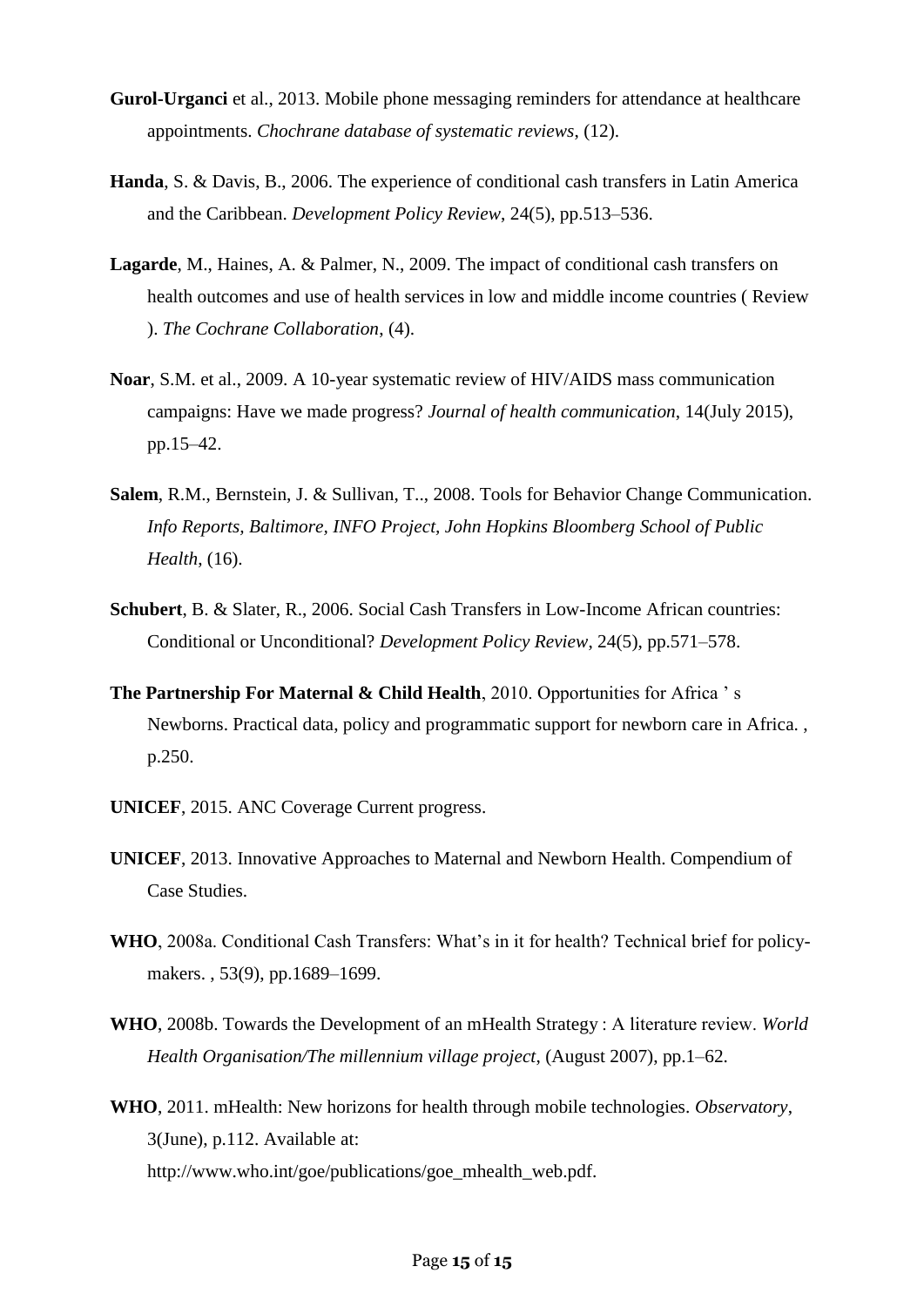**Gurol-Urganci** et al., 2013. Mobile phone messaging reminders for attendance at healthcare appointments. *Chochrane database of systematic reviews*, (12).

**Handa**, S. & Davis, B., 2006. The experience of conditional cash transfers in Latin America and the Caribbean. *Development Policy Review*, 24(5), pp.513–536.

**Lagarde**, M., Haines, A. & Palmer, N., 2009. The impact of conditional cash transfers on health outcomes and use of health services in low and middle income countries ( Review ). *The Cochrane Collaboration*, (4).

**Noar**, S.M. et al., 2009. A 10-year systematic review of HIV/AIDS mass communication campaigns: Have we made progress? *Journal of health communication*, 14(July 2015), pp.15–42.

**Salem**, R.M., Bernstein, J. & Sullivan, T.., 2008. Tools for Behavior Change Communication. *Info Reports, Baltimore, INFO Project, John Hopkins Bloomberg School of Public Health*, (16).

**Schubert**, B. & Slater, R., 2006. Social Cash Transfers in Low-Income African countries: Conditional or Unconditional? *Development Policy Review*, 24(5), pp.571–578.

**The Partnership For Maternal & Child Health**, 2010. Opportunities for Africa ' s Newborns. Practical data, policy and programmatic support for newborn care in Africa. , p.250.

**UNICEF**, 2015. ANC Coverage Current progress.

**UNICEF**, 2013. Innovative Approaches to Maternal and Newborn Health. Compendium of Case Studies.

**WHO**, 2008a. Conditional Cash Transfers: What's in it for health? Technical brief for policy-makers. , 53(9), pp.1689–1699.

**WHO**, 2008b. Towards the Development of an mHealth Strategy : A literature review. *World Health Organisation/The millennium village project*, (August 2007), pp.1–62.

**WHO**, 2011. mHealth: New horizons for health through mobile technologies. *Observatory*, 3(June), p.112. Available at: http://www.who.int/goe/publications/goe_mhealth_web.pdf.